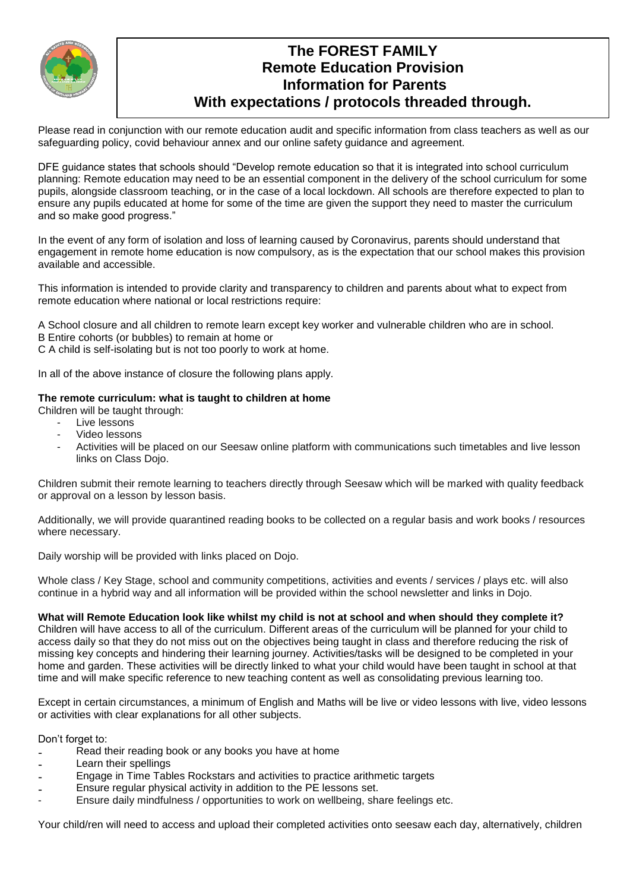# The FOREST FAMILY
# Remote Education Provision
# Information for Parents
# With expectations / protocols threaded through.

Please read in conjunction with our remote education audit and specific information from class teachers as well as our safeguarding policy, covid behaviour annex and our online safety guidance and agreement.

DFE guidance states that schools should "Develop remote education so that it is integrated into school curriculum planning: Remote education may need to be an essential component in the delivery of the school curriculum for some pupils, alongside classroom teaching, or in the case of a local lockdown. All schools are therefore expected to plan to ensure any pupils educated at home for some of the time are given the support they need to master the curriculum and so make good progress."

In the event of any form of isolation and loss of learning caused by Coronavirus, parents should understand that engagement in remote home education is now compulsory, as is the expectation that our school makes this provision available and accessible.

This information is intended to provide clarity and transparency to children and parents about what to expect from remote education where national or local restrictions require:

A School closure and all children to remote learn except key worker and vulnerable children who are in school.
B Entire cohorts (or bubbles) to remain at home or
C A child is self-isolating but is not too poorly to work at home.

In all of the above instance of closure the following plans apply.

**The remote curriculum: what is taught to children at home**

Children will be taught through:

- Live lessons
- Video lessons
- Activities will be placed on our Seesaw online platform with communications such timetables and live lesson links on Class Dojo.

Children submit their remote learning to teachers directly through Seesaw which will be marked with quality feedback or approval on a lesson by lesson basis.

Additionally, we will provide quarantined reading books to be collected on a regular basis and work books / resources where necessary.

Daily worship will be provided with links placed on Dojo.

Whole class / Key Stage, school and community competitions, activities and events / services / plays etc. will also continue in a hybrid way and all information will be provided within the school newsletter and links in Dojo.

**What will Remote Education look like whilst my child is not at school and when should they complete it?**

Children will have access to all of the curriculum. Different areas of the curriculum will be planned for your child to access daily so that they do not miss out on the objectives being taught in class and therefore reducing the risk of missing key concepts and hindering their learning journey. Activities/tasks will be designed to be completed in your home and garden. These activities will be directly linked to what your child would have been taught in school at that time and will make specific reference to new teaching content as well as consolidating previous learning too.

Except in certain circumstances, a minimum of English and Maths will be live or video lessons with live, video lessons or activities with clear explanations for all other subjects.

Don't forget to:

- Read their reading book or any books you have at home
- Learn their spellings
- Engage in Time Tables Rockstars and activities to practice arithmetic targets
- Ensure regular physical activity in addition to the PE lessons set.
- Ensure daily mindfulness / opportunities to work on wellbeing, share feelings etc.

Your child/ren will need to access and upload their completed activities onto seesaw each day, alternatively, children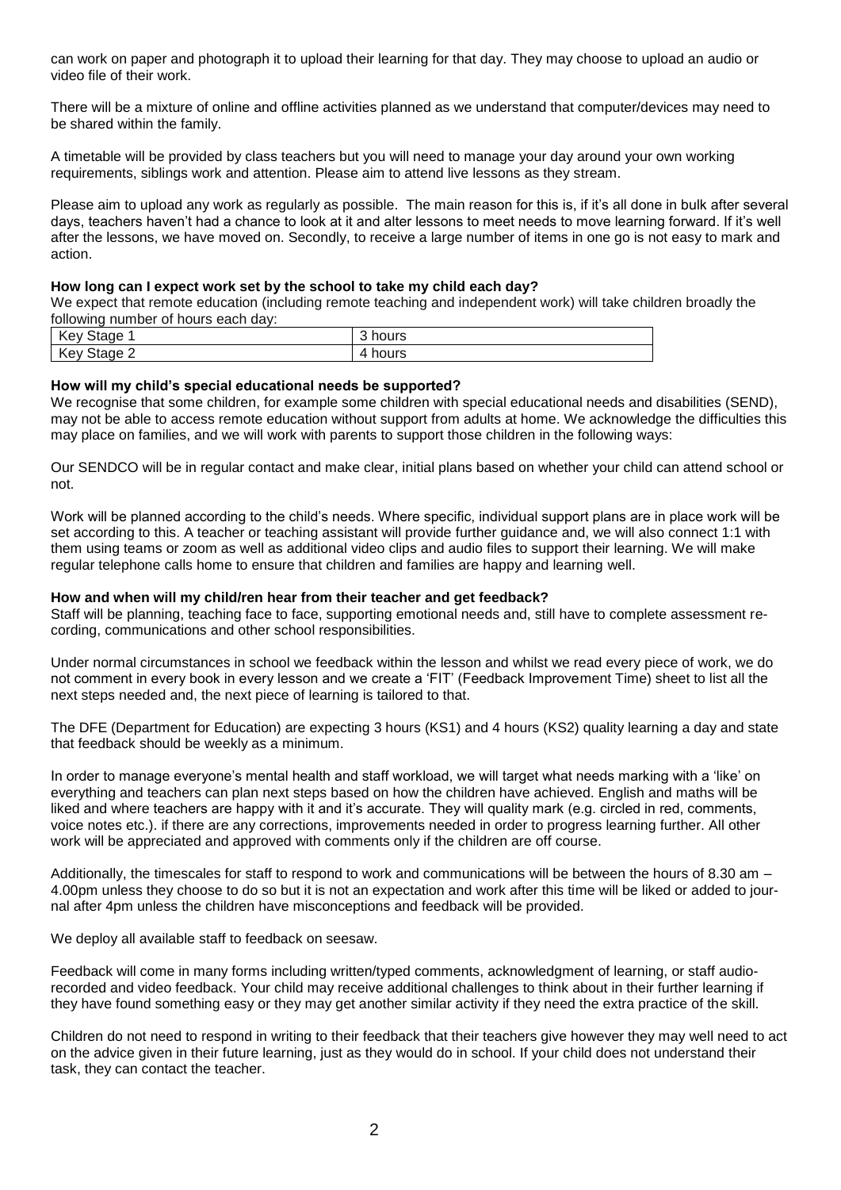can work on paper and photograph it to upload their learning for that day. They may choose to upload an audio or video file of their work.

There will be a mixture of online and offline activities planned as we understand that computer/devices may need to be shared within the family.

A timetable will be provided by class teachers but you will need to manage your day around your own working requirements, siblings work and attention. Please aim to attend live lessons as they stream.

Please aim to upload any work as regularly as possible. The main reason for this is, if it's all done in bulk after several days, teachers haven't had a chance to look at it and alter lessons to meet needs to move learning forward. If it's well after the lessons, we have moved on. Secondly, to receive a large number of items in one go is not easy to mark and action.

**How long can I expect work set by the school to take my child each day?**

We expect that remote education (including remote teaching and independent work) will take children broadly the following number of hours each day:

| Key Stage 1 | 3 hours |
|---|---|
| Key Stage 2 | 4 hours |

**How will my child's special educational needs be supported?**

We recognise that some children, for example some children with special educational needs and disabilities (SEND), may not be able to access remote education without support from adults at home. We acknowledge the difficulties this may place on families, and we will work with parents to support those children in the following ways:

Our SENDCO will be in regular contact and make clear, initial plans based on whether your child can attend school or not.

Work will be planned according to the child's needs. Where specific, individual support plans are in place work will be set according to this. A teacher or teaching assistant will provide further guidance and, we will also connect 1:1 with them using teams or zoom as well as additional video clips and audio files to support their learning. We will make regular telephone calls home to ensure that children and families are happy and learning well.

**How and when will my child/ren hear from their teacher and get feedback?**

Staff will be planning, teaching face to face, supporting emotional needs and, still have to complete assessment recording, communications and other school responsibilities.

Under normal circumstances in school we feedback within the lesson and whilst we read every piece of work, we do not comment in every book in every lesson and we create a 'FIT' (Feedback Improvement Time) sheet to list all the next steps needed and, the next piece of learning is tailored to that.

The DFE (Department for Education) are expecting 3 hours (KS1) and 4 hours (KS2) quality learning a day and state that feedback should be weekly as a minimum.

In order to manage everyone's mental health and staff workload, we will target what needs marking with a 'like' on everything and teachers can plan next steps based on how the children have achieved. English and maths will be liked and where teachers are happy with it and it's accurate. They will quality mark (e.g. circled in red, comments, voice notes etc.). if there are any corrections, improvements needed in order to progress learning further. All other work will be appreciated and approved with comments only if the children are off course.

Additionally, the timescales for staff to respond to work and communications will be between the hours of 8.30 am – 4.00pm unless they choose to do so but it is not an expectation and work after this time will be liked or added to journal after 4pm unless the children have misconceptions and feedback will be provided.

We deploy all available staff to feedback on seesaw.

Feedback will come in many forms including written/typed comments, acknowledgment of learning, or staff audio-recorded and video feedback. Your child may receive additional challenges to think about in their further learning if they have found something easy or they may get another similar activity if they need the extra practice of the skill.

Children do not need to respond in writing to their feedback that their teachers give however they may well need to act on the advice given in their future learning, just as they would do in school. If your child does not understand their task, they can contact the teacher.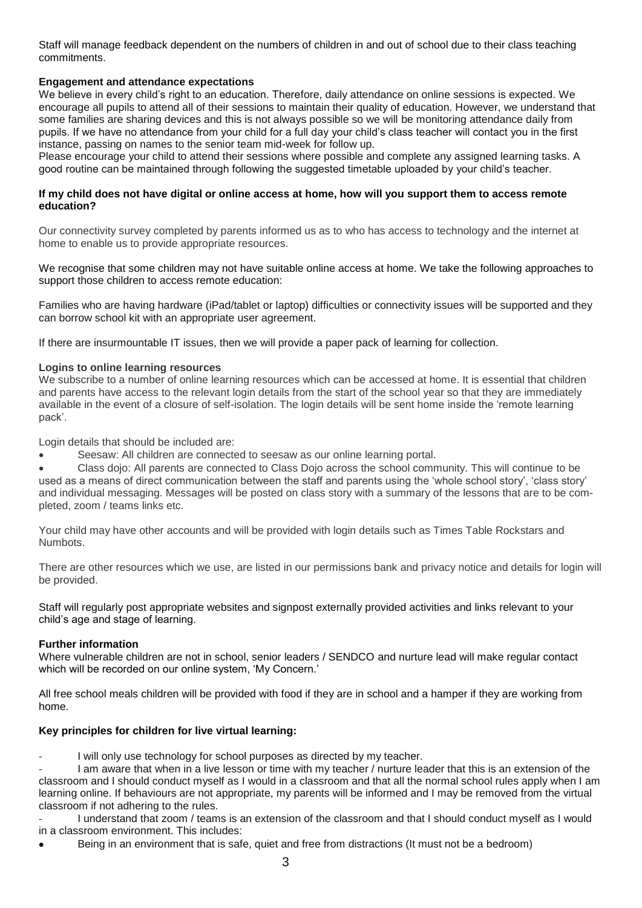Staff will manage feedback dependent on the numbers of children in and out of school due to their class teaching commitments.

**Engagement and attendance expectations**

We believe in every child's right to an education. Therefore, daily attendance on online sessions is expected. We encourage all pupils to attend all of their sessions to maintain their quality of education. However, we understand that some families are sharing devices and this is not always possible so we will be monitoring attendance daily from pupils. If we have no attendance from your child for a full day your child's class teacher will contact you in the first instance, passing on names to the senior team mid-week for follow up.

Please encourage your child to attend their sessions where possible and complete any assigned learning tasks. A good routine can be maintained through following the suggested timetable uploaded by your child's teacher.

**If my child does not have digital or online access at home, how will you support them to access remote education?**

Our connectivity survey completed by parents informed us as to who has access to technology and the internet at home to enable us to provide appropriate resources.

We recognise that some children may not have suitable online access at home. We take the following approaches to support those children to access remote education:

Families who are having hardware (iPad/tablet or laptop) difficulties or connectivity issues will be supported and they can borrow school kit with an appropriate user agreement.

If there are insurmountable IT issues, then we will provide a paper pack of learning for collection.

**Logins to online learning resources**

We subscribe to a number of online learning resources which can be accessed at home. It is essential that children and parents have access to the relevant login details from the start of the school year so that they are immediately available in the event of a closure of self-isolation. The login details will be sent home inside the 'remote learning pack'.

Login details that should be included are:

- Seesaw: All children are connected to seesaw as our online learning portal.
- Class dojo: All parents are connected to Class Dojo across the school community. This will continue to be used as a means of direct communication between the staff and parents using the 'whole school story', 'class story' and individual messaging. Messages will be posted on class story with a summary of the lessons that are to be completed, zoom / teams links etc.

Your child may have other accounts and will be provided with login details such as Times Table Rockstars and Numbots.

There are other resources which we use, are listed in our permissions bank and privacy notice and details for login will be provided.

Staff will regularly post appropriate websites and signpost externally provided activities and links relevant to your child's age and stage of learning.

**Further information**

Where vulnerable children are not in school, senior leaders / SENDCO and nurture lead will make regular contact which will be recorded on our online system, 'My Concern.'

All free school meals children will be provided with food if they are in school and a hamper if they are working from home.

**Key principles for children for live virtual learning:**

- I will only use technology for school purposes as directed by my teacher.
- I am aware that when in a live lesson or time with my teacher / nurture leader that this is an extension of the classroom and I should conduct myself as I would in a classroom and that all the normal school rules apply when I am learning online. If behaviours are not appropriate, my parents will be informed and I may be removed from the virtual classroom if not adhering to the rules.
- I understand that zoom / teams is an extension of the classroom and that I should conduct myself as I would in a classroom environment. This includes:
  - Being in an environment that is safe, quiet and free from distractions (It must not be a bedroom)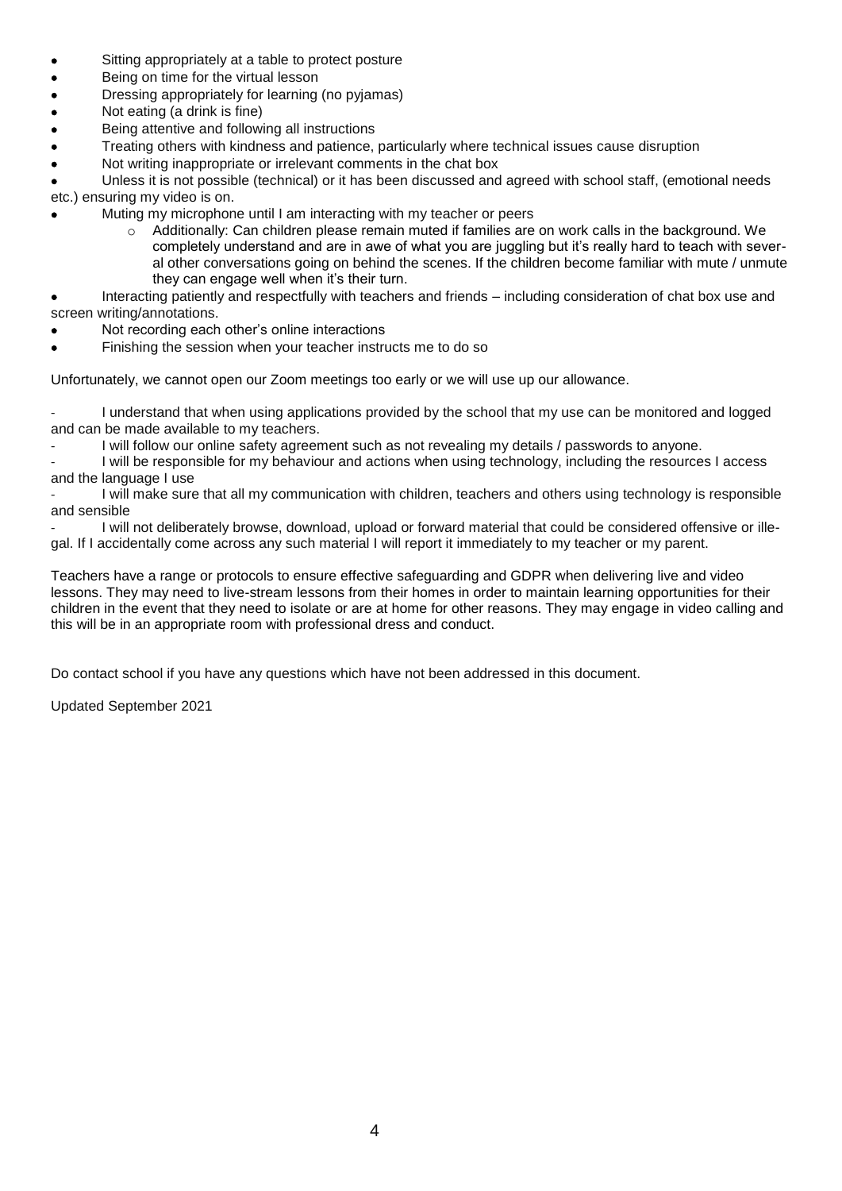- Sitting appropriately at a table to protect posture
- Being on time for the virtual lesson
- Dressing appropriately for learning (no pyjamas)
- Not eating (a drink is fine)
- Being attentive and following all instructions
- Treating others with kindness and patience, particularly where technical issues cause disruption
- Not writing inappropriate or irrelevant comments in the chat box
- Unless it is not possible (technical) or it has been discussed and agreed with school staff, (emotional needs etc.) ensuring my video is on.
- Muting my microphone until I am interacting with my teacher or peers
    - Additionally: Can children please remain muted if families are on work calls in the background. We completely understand and are in awe of what you are juggling but it's really hard to teach with several other conversations going on behind the scenes. If the children become familiar with mute / unmute they can engage well when it's their turn.
- Interacting patiently and respectfully with teachers and friends – including consideration of chat box use and screen writing/annotations.
- Not recording each other's online interactions
- Finishing the session when your teacher instructs me to do so

Unfortunately, we cannot open our Zoom meetings too early or we will use up our allowance.

- I understand that when using applications provided by the school that my use can be monitored and logged and can be made available to my teachers.
- I will follow our online safety agreement such as not revealing my details / passwords to anyone.
- I will be responsible for my behaviour and actions when using technology, including the resources I access and the language I use
- I will make sure that all my communication with children, teachers and others using technology is responsible and sensible
- I will not deliberately browse, download, upload or forward material that could be considered offensive or illegal. If I accidentally come across any such material I will report it immediately to my teacher or my parent.

Teachers have a range or protocols to ensure effective safeguarding and GDPR when delivering live and video lessons. They may need to live-stream lessons from their homes in order to maintain learning opportunities for their children in the event that they need to isolate or are at home for other reasons. They may engage in video calling and this will be in an appropriate room with professional dress and conduct.

Do contact school if you have any questions which have not been addressed in this document.

Updated September 2021